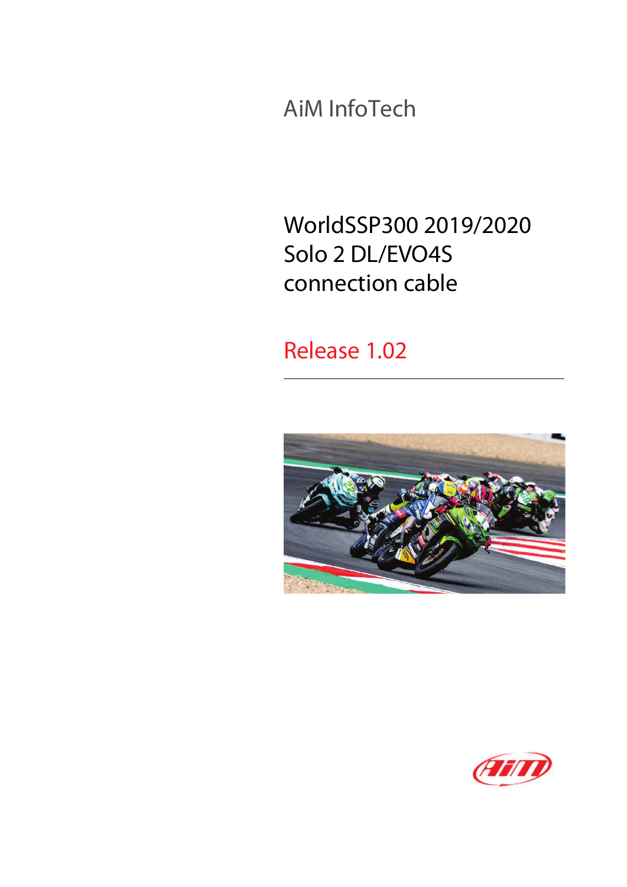AiM InfoTech

# WorldSSP300 2019/2020 Solo 2 DL/EVO4S connection cable

## Release 1.02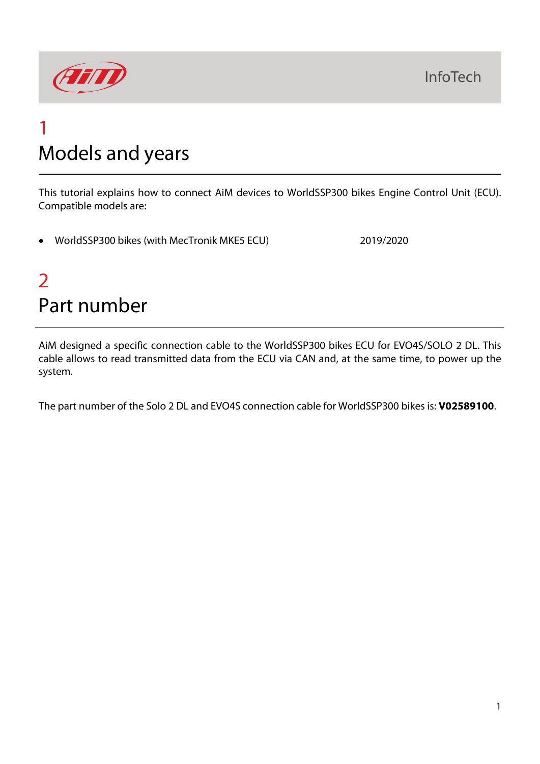# 1 Models and years

This tutorial explains how to connect AiM devices to WorldSSP300 bikes Engine Control Unit (ECU). Compatible models are:

- WorldSSP300 bikes (with MecTronik MKE5 ECU) 2019/2020

# 2 Part number

AiM designed a specific connection cable to the WorldSSP300 bikes ECU for EVO4S/SOLO 2 DL. This cable allows to read transmitted data from the ECU via CAN and, at the same time, to power up the system.

The part number of the Solo 2 DL and EVO4S connection cable for WorldSSP300 bikes is: **V02589100**.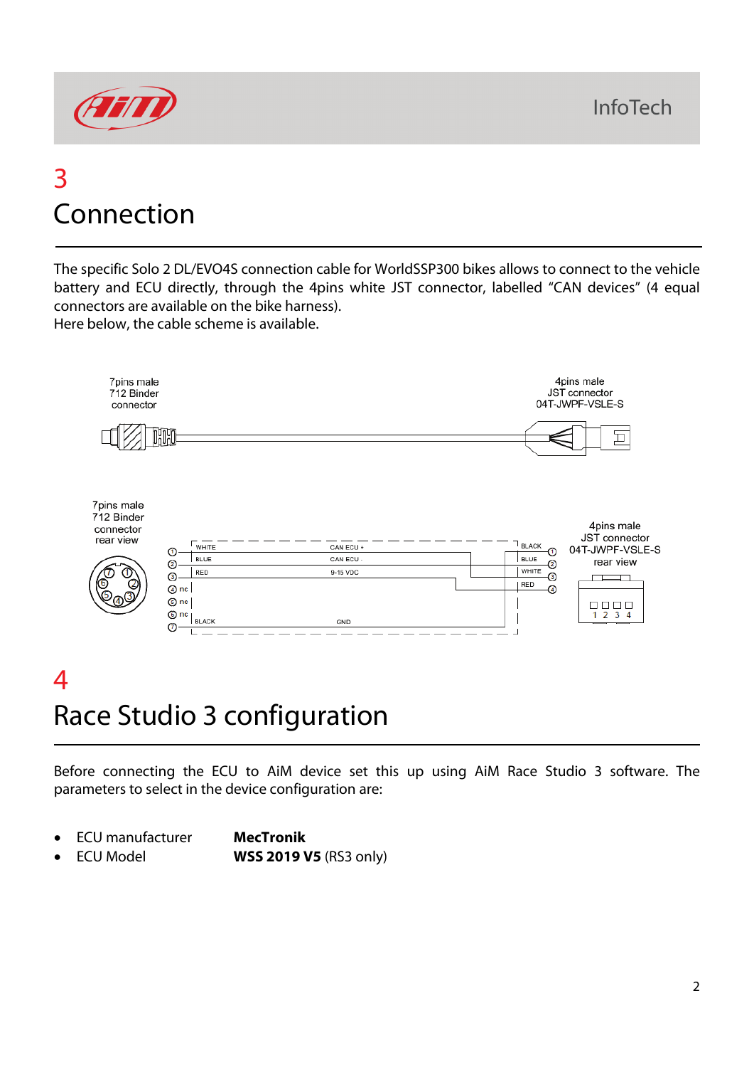# 3

# Connection

The specific Solo 2 DL/EVO4S connection cable for WorldSSP300 bikes allows to connect to the vehicle battery and ECU directly, through the 4pins white JST connector, labelled "CAN devices" (4 equal connectors are available on the bike harness).
Here below, the cable scheme is available.

7pins male 712 Binder connector

4pins male JST connector 04T-JWPF-VSLE-S

7pins male 712 Binder connector rear view

4pins male JST connector 04T-JWPF-VSLE-S rear view

| 7pins Binder pin | Wire | Signal | 4pins JST wire | JST pin |
|---|---|---|---|---|
| 1 | WHITE | CAN ECU + | WHITE | 3 |
| 2 | BLUE | CAN ECU - | BLUE | 2 |
| 3 | RED | 9-15 VDC | RED | 4 |
| 4 | nc | | | |
| 5 | nc | | | |
| 6 | nc | | | |
| 7 | BLACK | GND | BLACK | 1 |

# 4

# Race Studio 3 configuration

Before connecting the ECU to AiM device set this up using AiM Race Studio 3 software. The parameters to select in the device configuration are:

- ECU manufacturer **MecTronik**
- ECU Model **WSS 2019 V5** (RS3 only)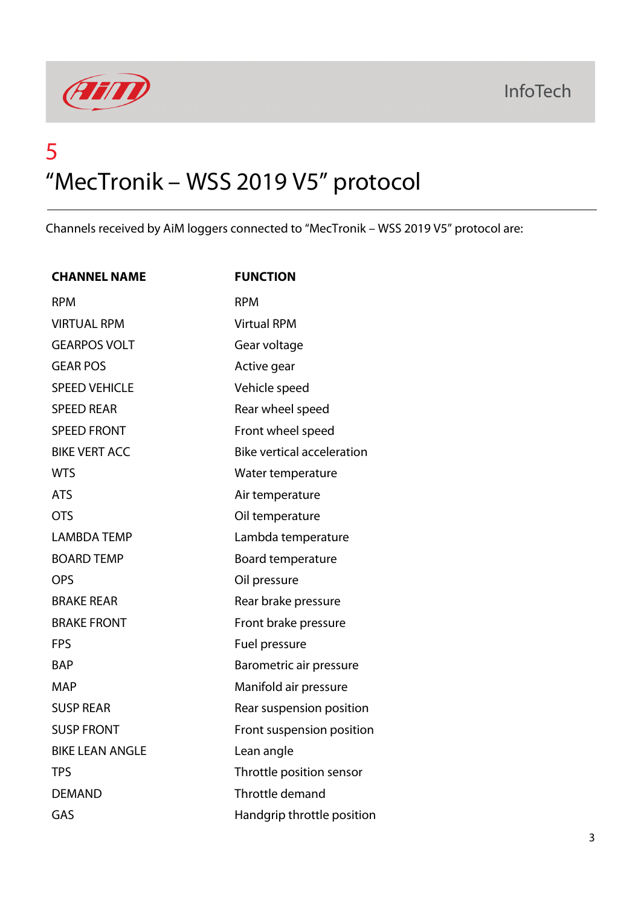# 5

# "MecTronik – WSS 2019 V5" protocol

Channels received by AiM loggers connected to "MecTronik – WSS 2019 V5" protocol are:

| CHANNEL NAME | FUNCTION |
|---|---|
| RPM | RPM |
| VIRTUAL RPM | Virtual RPM |
| GEARPOS VOLT | Gear voltage |
| GEAR POS | Active gear |
| SPEED VEHICLE | Vehicle speed |
| SPEED REAR | Rear wheel speed |
| SPEED FRONT | Front wheel speed |
| BIKE VERT ACC | Bike vertical acceleration |
| WTS | Water temperature |
| ATS | Air temperature |
| OTS | Oil temperature |
| LAMBDA TEMP | Lambda temperature |
| BOARD TEMP | Board temperature |
| OPS | Oil pressure |
| BRAKE REAR | Rear brake pressure |
| BRAKE FRONT | Front brake pressure |
| FPS | Fuel pressure |
| BAP | Barometric air pressure |
| MAP | Manifold air pressure |
| SUSP REAR | Rear suspension position |
| SUSP FRONT | Front suspension position |
| BIKE LEAN ANGLE | Lean angle |
| TPS | Throttle position sensor |
| DEMAND | Throttle demand |
| GAS | Handgrip throttle position |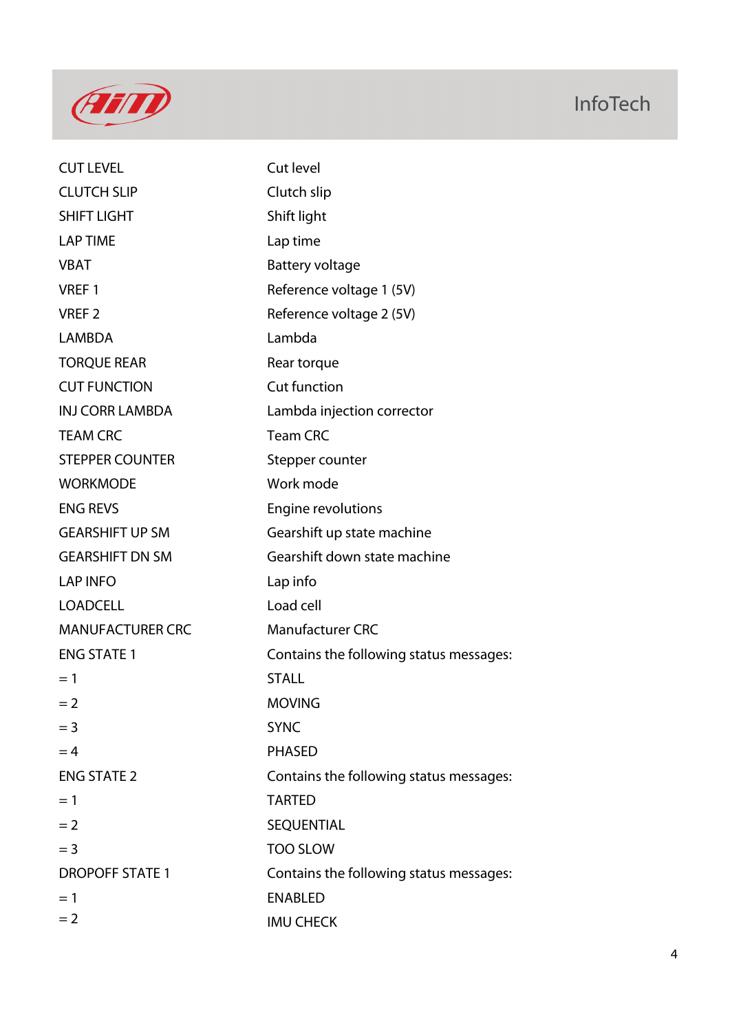| | |
|---|---|
| CUT LEVEL | Cut level |
| CLUTCH SLIP | Clutch slip |
| SHIFT LIGHT | Shift light |
| LAP TIME | Lap time |
| VBAT | Battery voltage |
| VREF 1 | Reference voltage 1 (5V) |
| VREF 2 | Reference voltage 2 (5V) |
| LAMBDA | Lambda |
| TORQUE REAR | Rear torque |
| CUT FUNCTION | Cut function |
| INJ CORR LAMBDA | Lambda injection corrector |
| TEAM CRC | Team CRC |
| STEPPER COUNTER | Stepper counter |
| WORKMODE | Work mode |
| ENG REVS | Engine revolutions |
| GEARSHIFT UP SM | Gearshift up state machine |
| GEARSHIFT DN SM | Gearshift down state machine |
| LAP INFO | Lap info |
| LOADCELL | Load cell |
| MANUFACTURER CRC | Manufacturer CRC |
| ENG STATE 1 | Contains the following status messages: |
| = 1 | STALL |
| = 2 | MOVING |
| = 3 | SYNC |
| = 4 | PHASED |
| ENG STATE 2 | Contains the following status messages: |
| = 1 | TARTED |
| = 2 | SEQUENTIAL |
| = 3 | TOO SLOW |
| DROPOFF STATE 1 | Contains the following status messages: |
| = 1 | ENABLED |
| = 2 | IMU CHECK |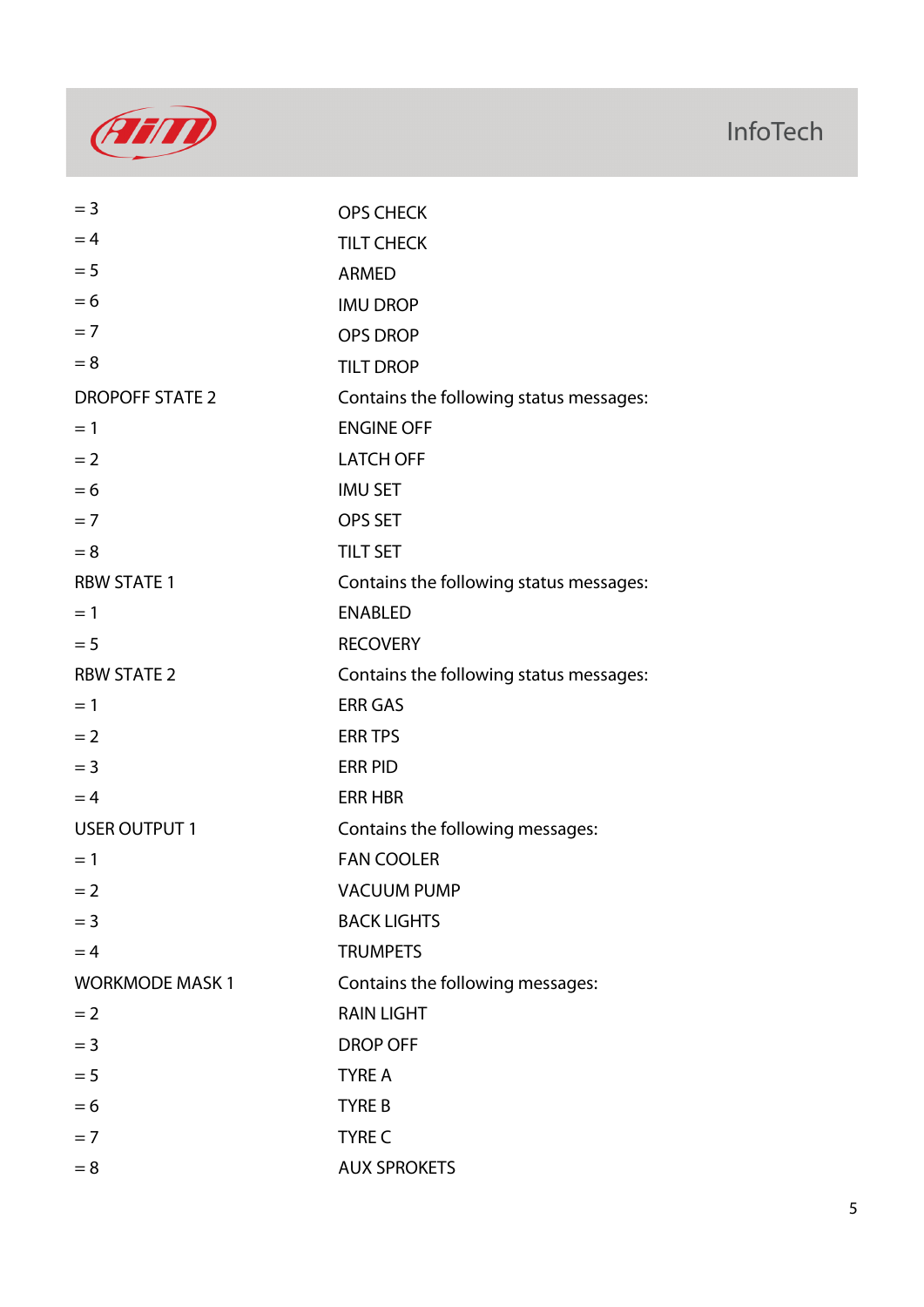| | |
|---|---|
| = 3 | OPS CHECK |
| = 4 | TILT CHECK |
| = 5 | ARMED |
| = 6 | IMU DROP |
| = 7 | OPS DROP |
| = 8 | TILT DROP |
| DROPOFF STATE 2 | Contains the following status messages: |
| = 1 | ENGINE OFF |
| = 2 | LATCH OFF |
| = 6 | IMU SET |
| = 7 | OPS SET |
| = 8 | TILT SET |
| RBW STATE 1 | Contains the following status messages: |
| = 1 | ENABLED |
| = 5 | RECOVERY |
| RBW STATE 2 | Contains the following status messages: |
| = 1 | ERR GAS |
| = 2 | ERR TPS |
| = 3 | ERR PID |
| = 4 | ERR HBR |
| USER OUTPUT 1 | Contains the following messages: |
| = 1 | FAN COOLER |
| = 2 | VACUUM PUMP |
| = 3 | BACK LIGHTS |
| = 4 | TRUMPETS |
| WORKMODE MASK 1 | Contains the following messages: |
| = 2 | RAIN LIGHT |
| = 3 | DROP OFF |
| = 5 | TYRE A |
| = 6 | TYRE B |
| = 7 | TYRE C |
| = 8 | AUX SPROKETS |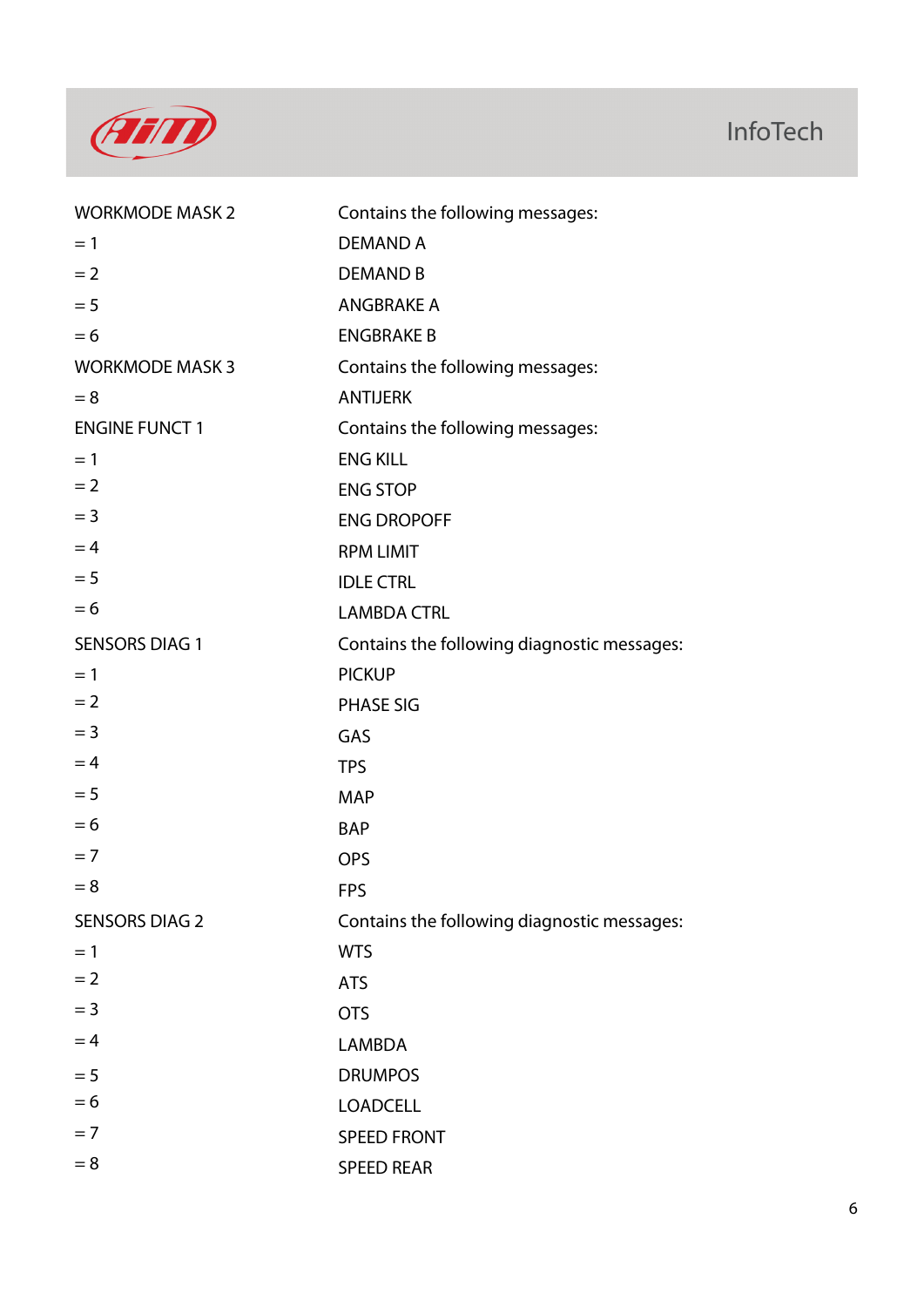| | |
|---|---|
| WORKMODE MASK 2 | Contains the following messages: |
| = 1 | DEMAND A |
| = 2 | DEMAND B |
| = 5 | ANGBRAKE A |
| = 6 | ENGBRAKE B |
| WORKMODE MASK 3 | Contains the following messages: |
| = 8 | ANTIJERK |
| ENGINE FUNCT 1 | Contains the following messages: |
| = 1 | ENG KILL |
| = 2 | ENG STOP |
| = 3 | ENG DROPOFF |
| = 4 | RPM LIMIT |
| = 5 | IDLE CTRL |
| = 6 | LAMBDA CTRL |
| SENSORS DIAG 1 | Contains the following diagnostic messages: |
| = 1 | PICKUP |
| = 2 | PHASE SIG |
| = 3 | GAS |
| = 4 | TPS |
| = 5 | MAP |
| = 6 | BAP |
| = 7 | OPS |
| = 8 | FPS |
| SENSORS DIAG 2 | Contains the following diagnostic messages: |
| = 1 | WTS |
| = 2 | ATS |
| = 3 | OTS |
| = 4 | LAMBDA |
| = 5 | DRUMPOS |
| = 6 | LOADCELL |
| = 7 | SPEED FRONT |
| = 8 | SPEED REAR |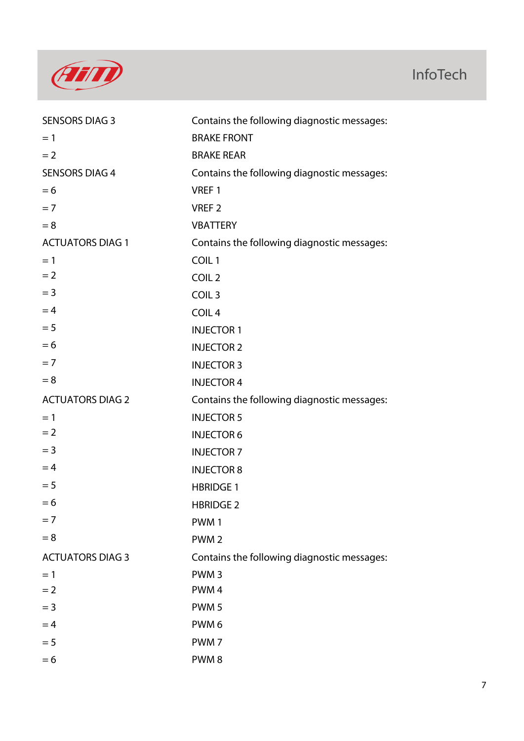| | |
|---|---|
| SENSORS DIAG 3 | Contains the following diagnostic messages: |
| = 1 | BRAKE FRONT |
| = 2 | BRAKE REAR |
| SENSORS DIAG 4 | Contains the following diagnostic messages: |
| = 6 | VREF 1 |
| = 7 | VREF 2 |
| = 8 | VBATTERY |
| ACTUATORS DIAG 1 | Contains the following diagnostic messages: |
| = 1 | COIL 1 |
| = 2 | COIL 2 |
| = 3 | COIL 3 |
| = 4 | COIL 4 |
| = 5 | INJECTOR 1 |
| = 6 | INJECTOR 2 |
| = 7 | INJECTOR 3 |
| = 8 | INJECTOR 4 |
| ACTUATORS DIAG 2 | Contains the following diagnostic messages: |
| = 1 | INJECTOR 5 |
| = 2 | INJECTOR 6 |
| = 3 | INJECTOR 7 |
| = 4 | INJECTOR 8 |
| = 5 | HBRIDGE 1 |
| = 6 | HBRIDGE 2 |
| = 7 | PWM 1 |
| = 8 | PWM 2 |
| ACTUATORS DIAG 3 | Contains the following diagnostic messages: |
| = 1 | PWM 3 |
| = 2 | PWM 4 |
| = 3 | PWM 5 |
| = 4 | PWM 6 |
| = 5 | PWM 7 |
| = 6 | PWM 8 |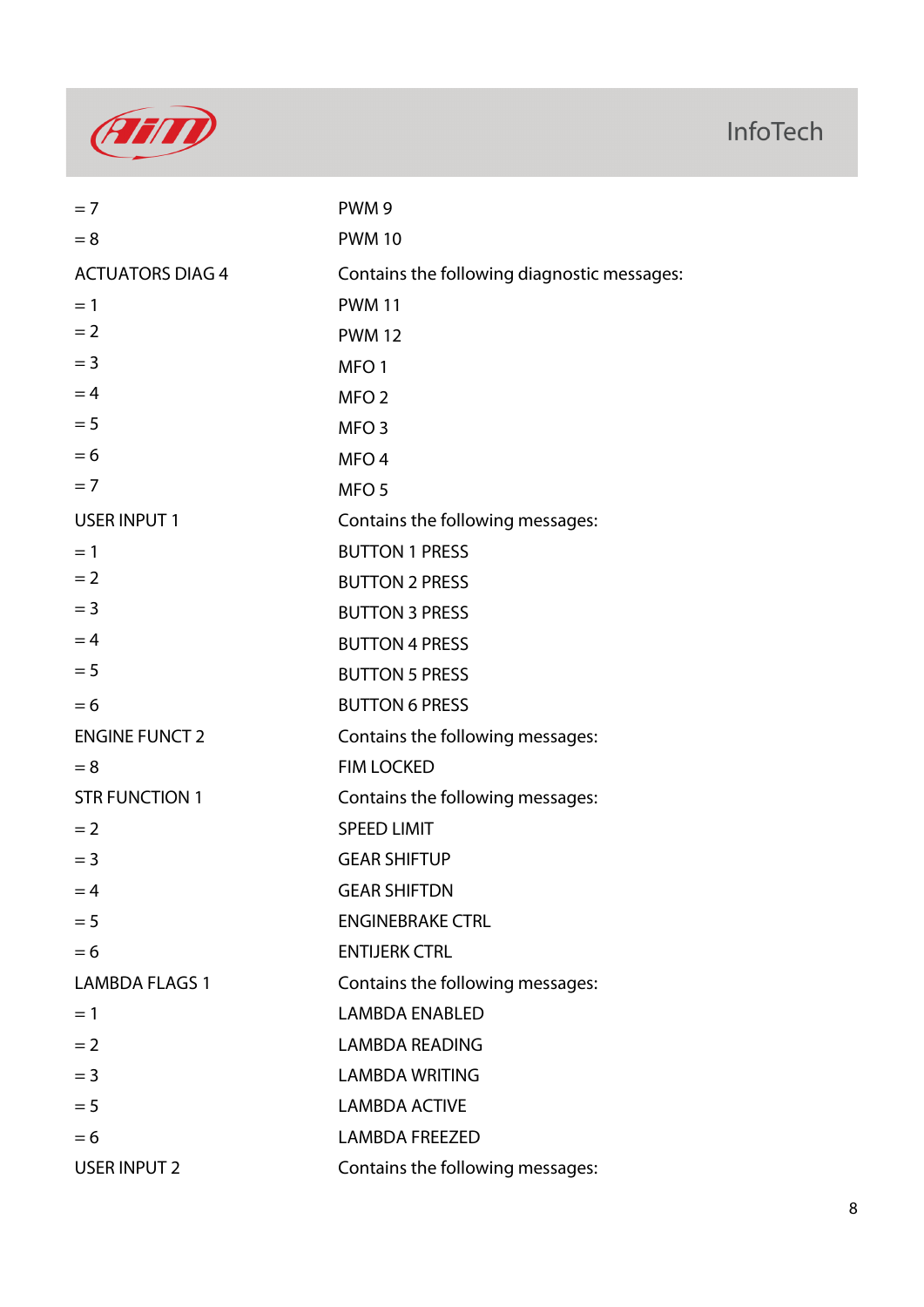| | |
|---|---|
| = 7 | PWM 9 |
| = 8 | PWM 10 |
| ACTUATORS DIAG 4 | Contains the following diagnostic messages: |
| = 1 | PWM 11 |
| = 2 | PWM 12 |
| = 3 | MFO 1 |
| = 4 | MFO 2 |
| = 5 | MFO 3 |
| = 6 | MFO 4 |
| = 7 | MFO 5 |
| USER INPUT 1 | Contains the following messages: |
| = 1 | BUTTON 1 PRESS |
| = 2 | BUTTON 2 PRESS |
| = 3 | BUTTON 3 PRESS |
| = 4 | BUTTON 4 PRESS |
| = 5 | BUTTON 5 PRESS |
| = 6 | BUTTON 6 PRESS |
| ENGINE FUNCT 2 | Contains the following messages: |
| = 8 | FIM LOCKED |
| STR FUNCTION 1 | Contains the following messages: |
| = 2 | SPEED LIMIT |
| = 3 | GEAR SHIFTUP |
| = 4 | GEAR SHIFTDN |
| = 5 | ENGINEBRAKE CTRL |
| = 6 | ENTIJERK CTRL |
| LAMBDA FLAGS 1 | Contains the following messages: |
| = 1 | LAMBDA ENABLED |
| = 2 | LAMBDA READING |
| = 3 | LAMBDA WRITING |
| = 5 | LAMBDA ACTIVE |
| = 6 | LAMBDA FREEZED |
| USER INPUT 2 | Contains the following messages: |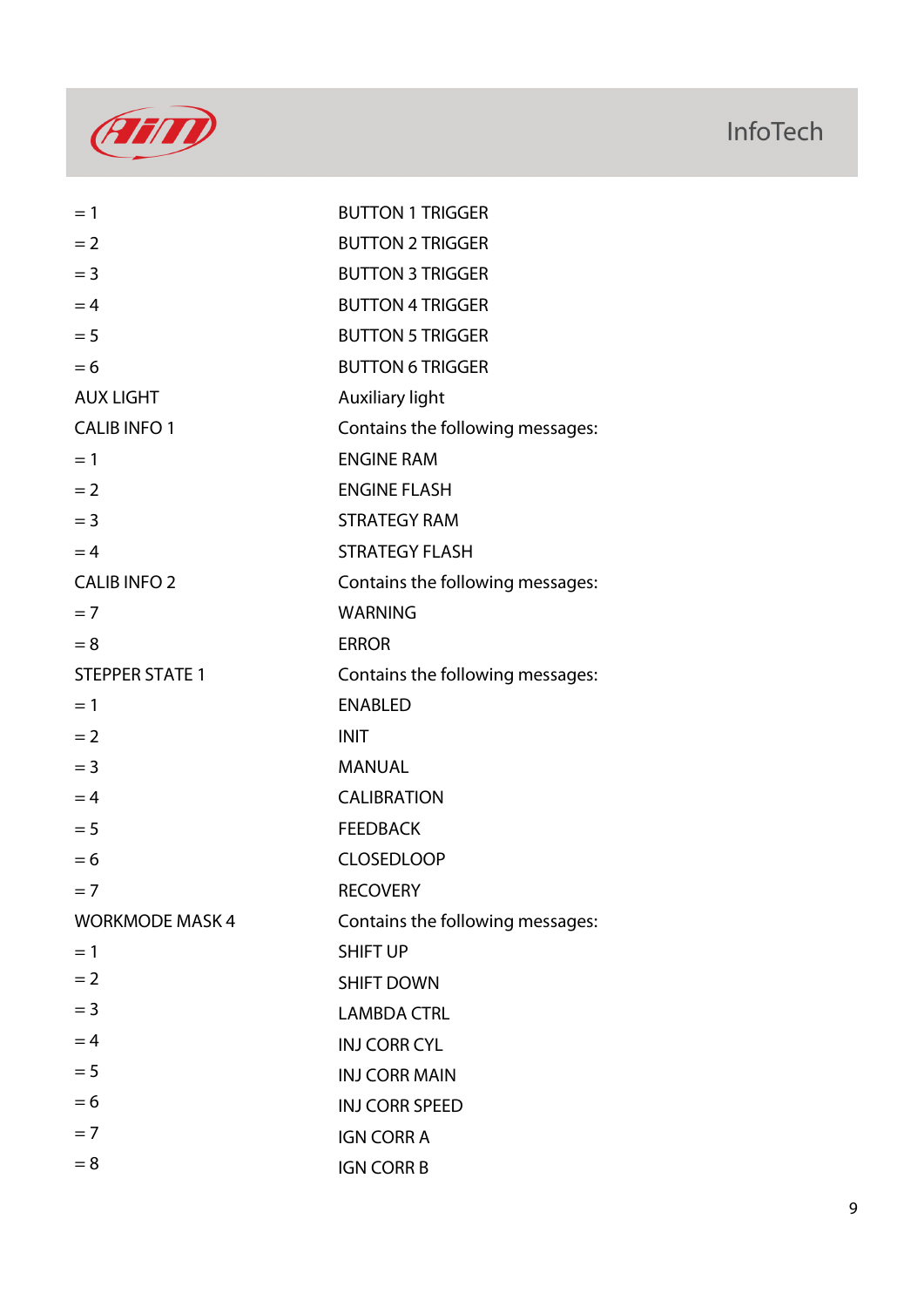| | |
|---|---|
| = 1 | BUTTON 1 TRIGGER |
| = 2 | BUTTON 2 TRIGGER |
| = 3 | BUTTON 3 TRIGGER |
| = 4 | BUTTON 4 TRIGGER |
| = 5 | BUTTON 5 TRIGGER |
| = 6 | BUTTON 6 TRIGGER |
| AUX LIGHT | Auxiliary light |
| CALIB INFO 1 | Contains the following messages: |
| = 1 | ENGINE RAM |
| = 2 | ENGINE FLASH |
| = 3 | STRATEGY RAM |
| = 4 | STRATEGY FLASH |
| CALIB INFO 2 | Contains the following messages: |
| = 7 | WARNING |
| = 8 | ERROR |
| STEPPER STATE 1 | Contains the following messages: |
| = 1 | ENABLED |
| = 2 | INIT |
| = 3 | MANUAL |
| = 4 | CALIBRATION |
| = 5 | FEEDBACK |
| = 6 | CLOSEDLOOP |
| = 7 | RECOVERY |
| WORKMODE MASK 4 | Contains the following messages: |
| = 1 | SHIFT UP |
| = 2 | SHIFT DOWN |
| = 3 | LAMBDA CTRL |
| = 4 | INJ CORR CYL |
| = 5 | INJ CORR MAIN |
| = 6 | INJ CORR SPEED |
| = 7 | IGN CORR A |
| = 8 | IGN CORR B |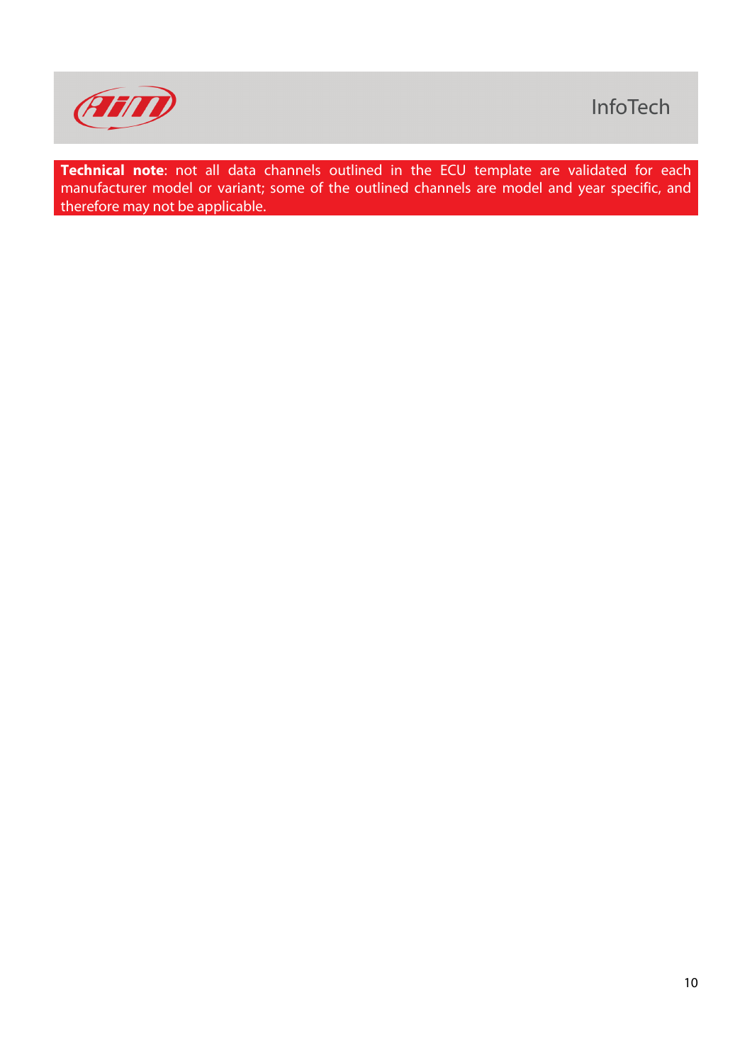**Technical note**: not all data channels outlined in the ECU template are validated for each manufacturer model or variant; some of the outlined channels are model and year specific, and therefore may not be applicable.